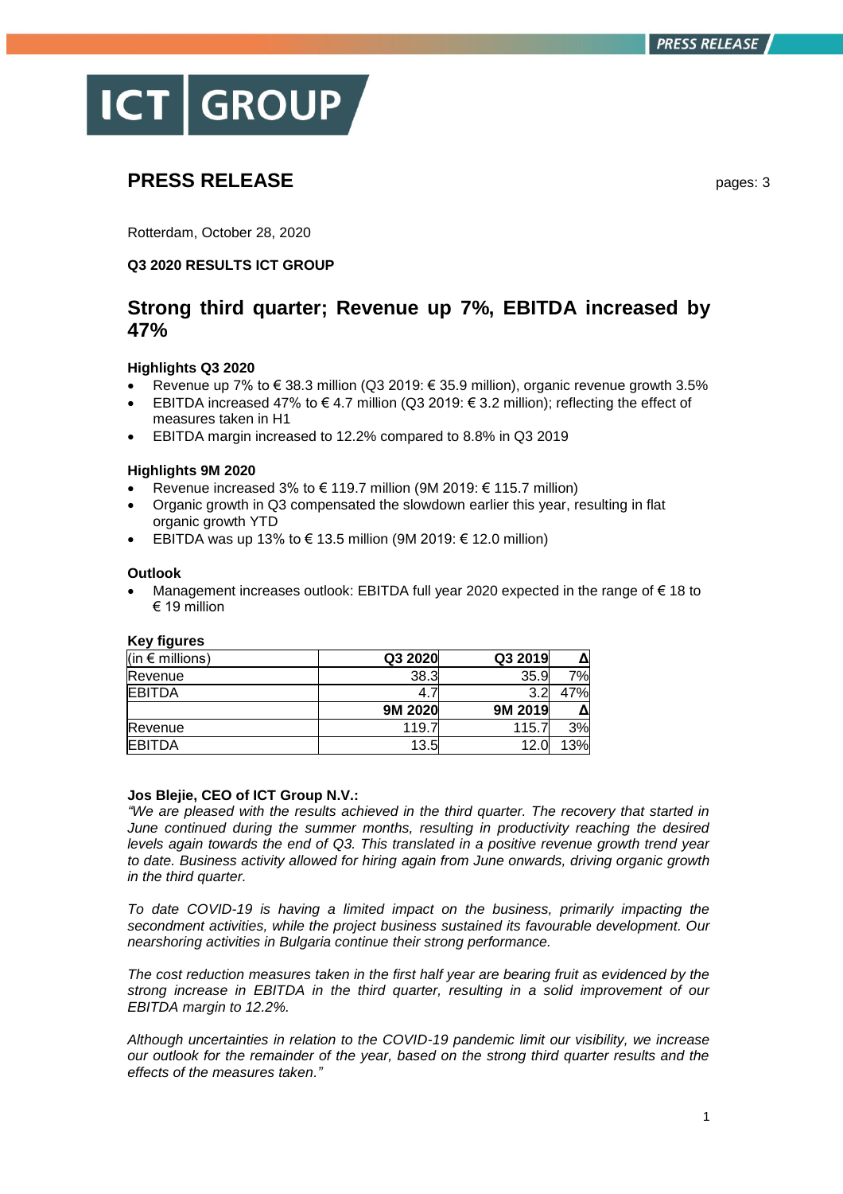ICT GROUP

# PRESS RELEASE

pages: 3

Rotterdam, October 28, 2020

**Q3 2020 RESULTS ICT GROUP**

## Strong third quarter; Revenue up 7%, EBITDA increased by 47%

**Highlights Q3 2020**

- Revenue up 7% to € 38.3 million (Q3 2019: € 35.9 million), organic revenue growth 3.5%
- EBITDA increased 47% to € 4.7 million (Q3 2019: € 3.2 million); reflecting the effect of measures taken in H1
- EBITDA margin increased to 12.2% compared to 8.8% in Q3 2019

**Highlights 9M 2020**

- Revenue increased 3% to € 119.7 million (9M 2019: € 115.7 million)
- Organic growth in Q3 compensated the slowdown earlier this year, resulting in flat organic growth YTD
- EBITDA was up 13% to € 13.5 million (9M 2019: € 12.0 million)

**Outlook**

- Management increases outlook: EBITDA full year 2020 expected in the range of € 18 to € 19 million

**Key figures**

| (in € millions) | Q3 2020 | Q3 2019 | Δ |
|---|---|---|---|
| Revenue | 38.3 | 35.9 | 7% |
| EBITDA | 4.7 | 3.2 | 47% |
| | **9M 2020** | **9M 2019** | **Δ** |
| Revenue | 119.7 | 115.7 | 3% |
| EBITDA | 13.5 | 12.0 | 13% |

**Jos Blejie, CEO of ICT Group N.V.:**

*"We are pleased with the results achieved in the third quarter. The recovery that started in June continued during the summer months, resulting in productivity reaching the desired levels again towards the end of Q3. This translated in a positive revenue growth trend year to date. Business activity allowed for hiring again from June onwards, driving organic growth in the third quarter.*

*To date COVID-19 is having a limited impact on the business, primarily impacting the secondment activities, while the project business sustained its favourable development. Our nearshoring activities in Bulgaria continue their strong performance.*

*The cost reduction measures taken in the first half year are bearing fruit as evidenced by the strong increase in EBITDA in the third quarter, resulting in a solid improvement of our EBITDA margin to 12.2%.*

*Although uncertainties in relation to the COVID-19 pandemic limit our visibility, we increase our outlook for the remainder of the year, based on the strong third quarter results and the effects of the measures taken."*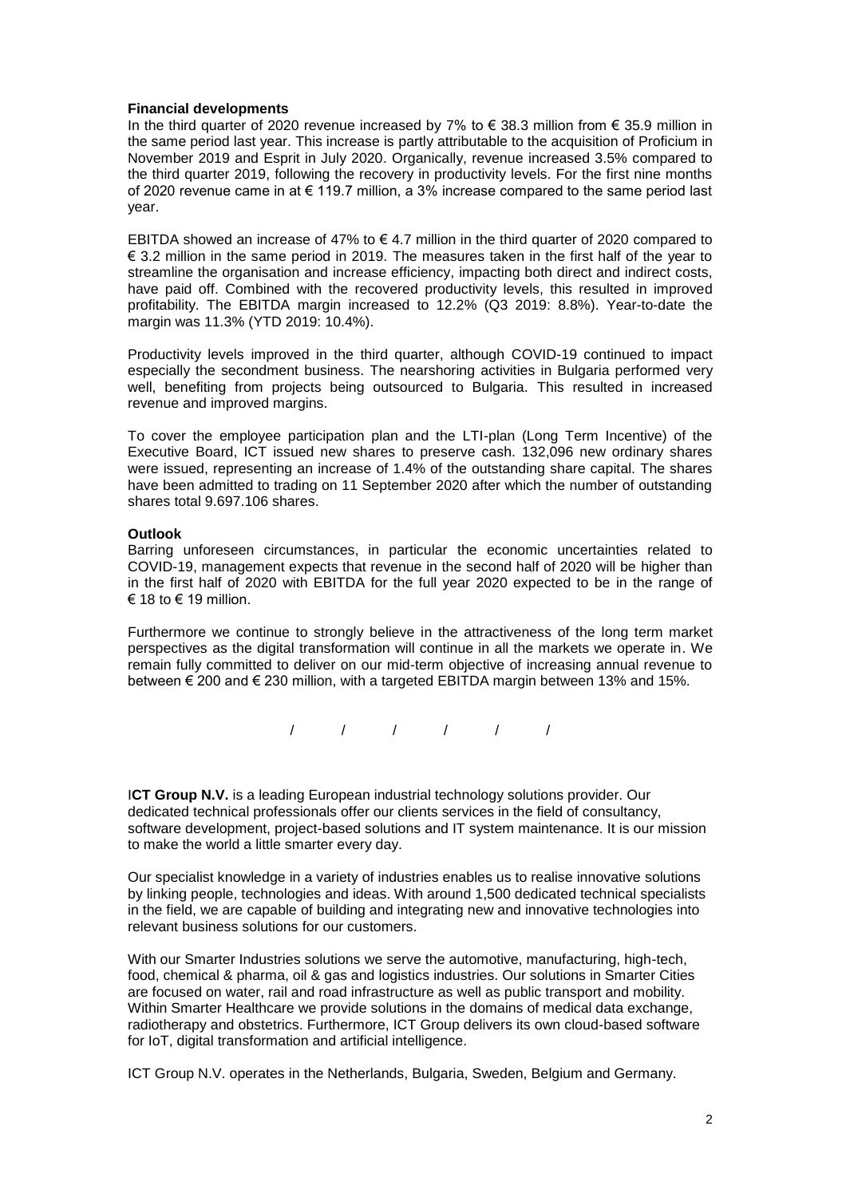**Financial developments**

In the third quarter of 2020 revenue increased by 7% to € 38.3 million from € 35.9 million in the same period last year. This increase is partly attributable to the acquisition of Proficium in November 2019 and Esprit in July 2020. Organically, revenue increased 3.5% compared to the third quarter 2019, following the recovery in productivity levels. For the first nine months of 2020 revenue came in at € 119.7 million, a 3% increase compared to the same period last year.

EBITDA showed an increase of 47% to € 4.7 million in the third quarter of 2020 compared to € 3.2 million in the same period in 2019. The measures taken in the first half of the year to streamline the organisation and increase efficiency, impacting both direct and indirect costs, have paid off. Combined with the recovered productivity levels, this resulted in improved profitability. The EBITDA margin increased to 12.2% (Q3 2019: 8.8%). Year-to-date the margin was 11.3% (YTD 2019: 10.4%).

Productivity levels improved in the third quarter, although COVID-19 continued to impact especially the secondment business. The nearshoring activities in Bulgaria performed very well, benefiting from projects being outsourced to Bulgaria. This resulted in increased revenue and improved margins.

To cover the employee participation plan and the LTI-plan (Long Term Incentive) of the Executive Board, ICT issued new shares to preserve cash. 132,096 new ordinary shares were issued, representing an increase of 1.4% of the outstanding share capital. The shares have been admitted to trading on 11 September 2020 after which the number of outstanding shares total 9.697.106 shares.

**Outlook**

Barring unforeseen circumstances, in particular the economic uncertainties related to COVID-19, management expects that revenue in the second half of 2020 will be higher than in the first half of 2020 with EBITDA for the full year 2020 expected to be in the range of € 18 to € 19 million.

Furthermore we continue to strongly believe in the attractiveness of the long term market perspectives as the digital transformation will continue in all the markets we operate in. We remain fully committed to deliver on our mid-term objective of increasing annual revenue to between € 200 and € 230 million, with a targeted EBITDA margin between 13% and 15%.

/ / / / / /

I**CT Group N.V.** is a leading European industrial technology solutions provider. Our dedicated technical professionals offer our clients services in the field of consultancy, software development, project-based solutions and IT system maintenance. It is our mission to make the world a little smarter every day.

Our specialist knowledge in a variety of industries enables us to realise innovative solutions by linking people, technologies and ideas. With around 1,500 dedicated technical specialists in the field, we are capable of building and integrating new and innovative technologies into relevant business solutions for our customers.

With our Smarter Industries solutions we serve the automotive, manufacturing, high-tech, food, chemical & pharma, oil & gas and logistics industries. Our solutions in Smarter Cities are focused on water, rail and road infrastructure as well as public transport and mobility. Within Smarter Healthcare we provide solutions in the domains of medical data exchange, radiotherapy and obstetrics. Furthermore, ICT Group delivers its own cloud-based software for IoT, digital transformation and artificial intelligence.

ICT Group N.V. operates in the Netherlands, Bulgaria, Sweden, Belgium and Germany.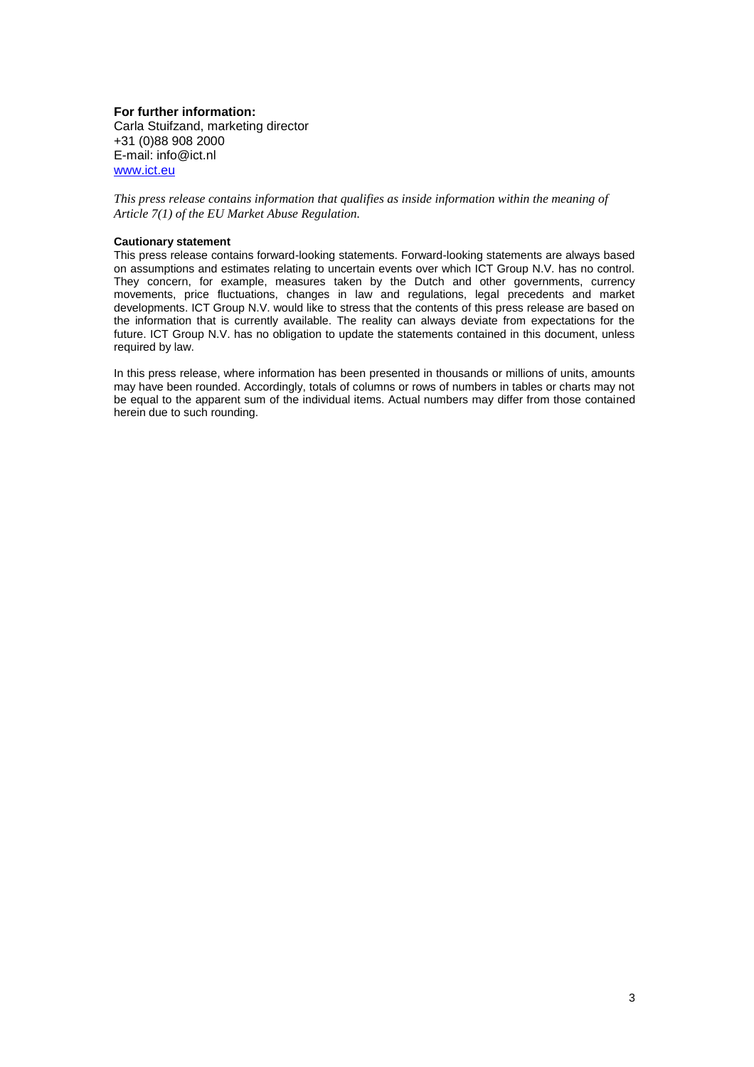**For further information:**
Carla Stuifzand, marketing director
+31 (0)88 908 2000
E-mail: info@ict.nl
[www.ict.eu](http://www.ict.eu)

*This press release contains information that qualifies as inside information within the meaning of Article 7(1) of the EU Market Abuse Regulation.*

**Cautionary statement**

This press release contains forward-looking statements. Forward-looking statements are always based on assumptions and estimates relating to uncertain events over which ICT Group N.V. has no control. They concern, for example, measures taken by the Dutch and other governments, currency movements, price fluctuations, changes in law and regulations, legal precedents and market developments. ICT Group N.V. would like to stress that the contents of this press release are based on the information that is currently available. The reality can always deviate from expectations for the future. ICT Group N.V. has no obligation to update the statements contained in this document, unless required by law.

In this press release, where information has been presented in thousands or millions of units, amounts may have been rounded. Accordingly, totals of columns or rows of numbers in tables or charts may not be equal to the apparent sum of the individual items. Actual numbers may differ from those contained herein due to such rounding.